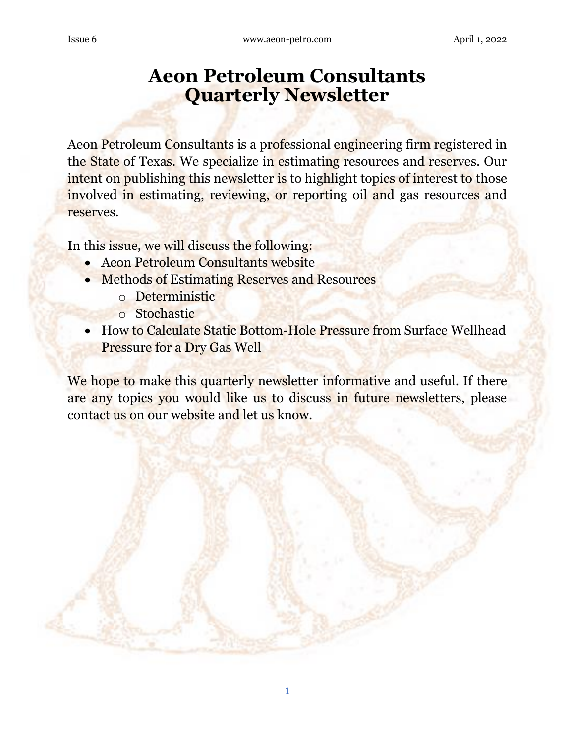# Aeon Petroleum Consultants Quarterly Newsletter

Aeon Petroleum Consultants is a professional engineering firm registered in the State of Texas. We specialize in estimating resources and reserves. Our intent on publishing this newsletter is to highlight topics of interest to those involved in estimating, reviewing, or reporting oil and gas resources and reserves.

In this issue, we will discuss the following:

- Aeon Petroleum Consultants website
- Methods of Estimating Reserves and Resources
    - Deterministic
    - Stochastic
- How to Calculate Static Bottom-Hole Pressure from Surface Wellhead Pressure for a Dry Gas Well

We hope to make this quarterly newsletter informative and useful. If there are any topics you would like us to discuss in future newsletters, please contact us on our website and let us know.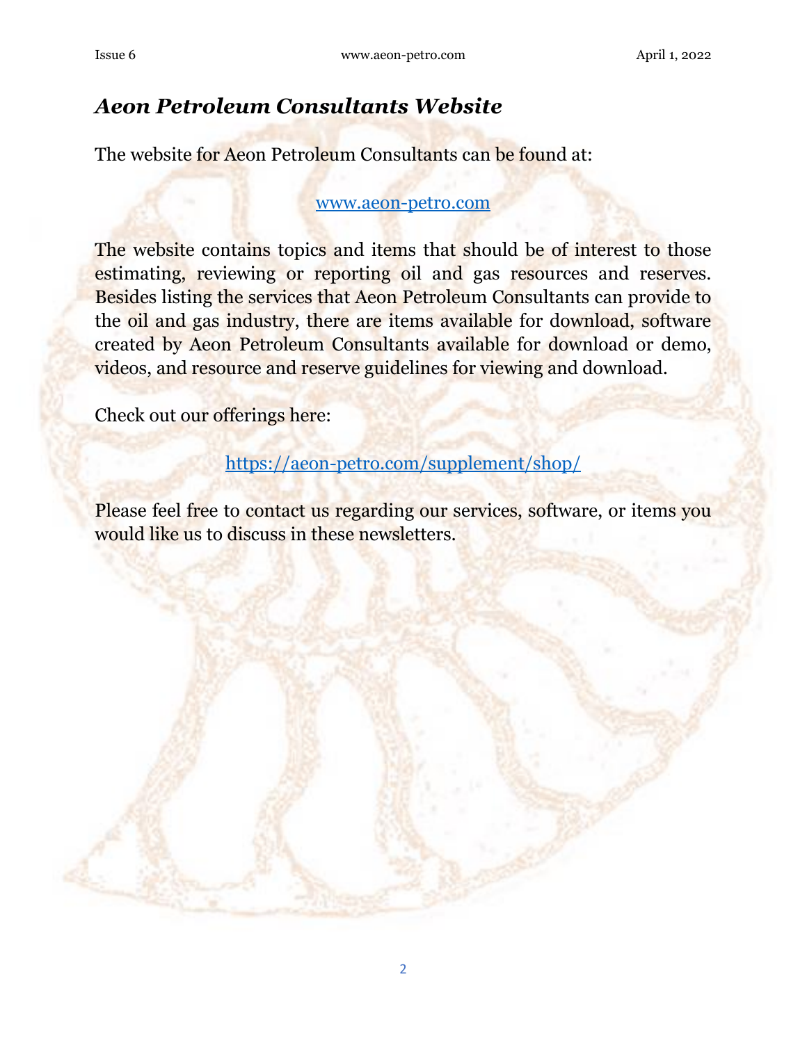## *Aeon Petroleum Consultants Website*

The website for Aeon Petroleum Consultants can be found at:

[www.aeon-petro.com](http://www.aeon-petro.com)

The website contains topics and items that should be of interest to those estimating, reviewing or reporting oil and gas resources and reserves. Besides listing the services that Aeon Petroleum Consultants can provide to the oil and gas industry, there are items available for download, software created by Aeon Petroleum Consultants available for download or demo, videos, and resource and reserve guidelines for viewing and download.

Check out our offerings here:

<https://aeon-petro.com/supplement/shop/>

Please feel free to contact us regarding our services, software, or items you would like us to discuss in these newsletters.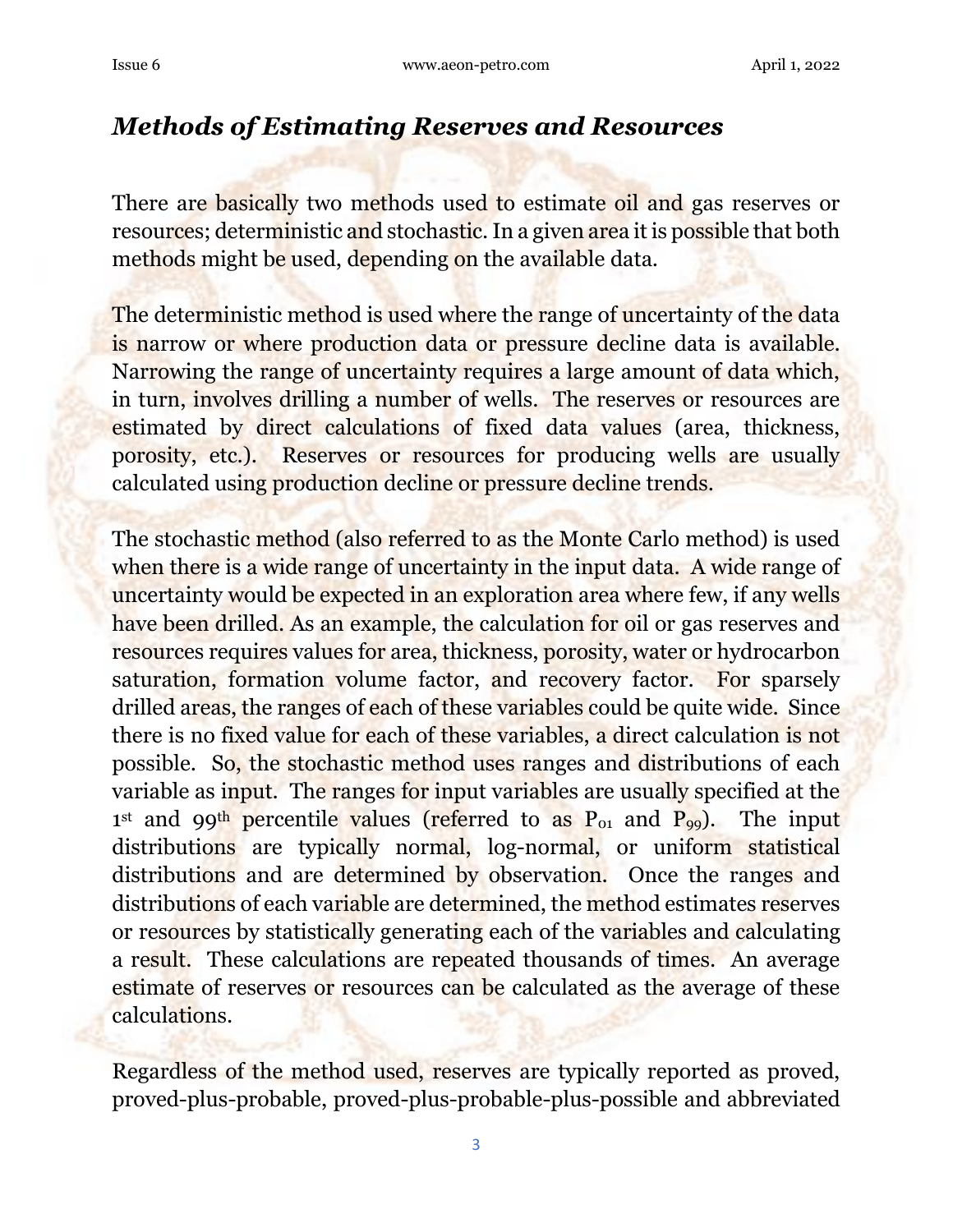## *Methods of Estimating Reserves and Resources*

There are basically two methods used to estimate oil and gas reserves or resources; deterministic and stochastic. In a given area it is possible that both methods might be used, depending on the available data.

The deterministic method is used where the range of uncertainty of the data is narrow or where production data or pressure decline data is available. Narrowing the range of uncertainty requires a large amount of data which, in turn, involves drilling a number of wells. The reserves or resources are estimated by direct calculations of fixed data values (area, thickness, porosity, etc.). Reserves or resources for producing wells are usually calculated using production decline or pressure decline trends.

The stochastic method (also referred to as the Monte Carlo method) is used when there is a wide range of uncertainty in the input data. A wide range of uncertainty would be expected in an exploration area where few, if any wells have been drilled. As an example, the calculation for oil or gas reserves and resources requires values for area, thickness, porosity, water or hydrocarbon saturation, formation volume factor, and recovery factor. For sparsely drilled areas, the ranges of each of these variables could be quite wide. Since there is no fixed value for each of these variables, a direct calculation is not possible. So, the stochastic method uses ranges and distributions of each variable as input. The ranges for input variables are usually specified at the 1st and 99th percentile values (referred to as $P_{01}$ and $P_{99}$). The input distributions are typically normal, log-normal, or uniform statistical distributions and are determined by observation. Once the ranges and distributions of each variable are determined, the method estimates reserves or resources by statistically generating each of the variables and calculating a result. These calculations are repeated thousands of times. An average estimate of reserves or resources can be calculated as the average of these calculations.

Regardless of the method used, reserves are typically reported as proved, proved-plus-probable, proved-plus-probable-plus-possible and abbreviated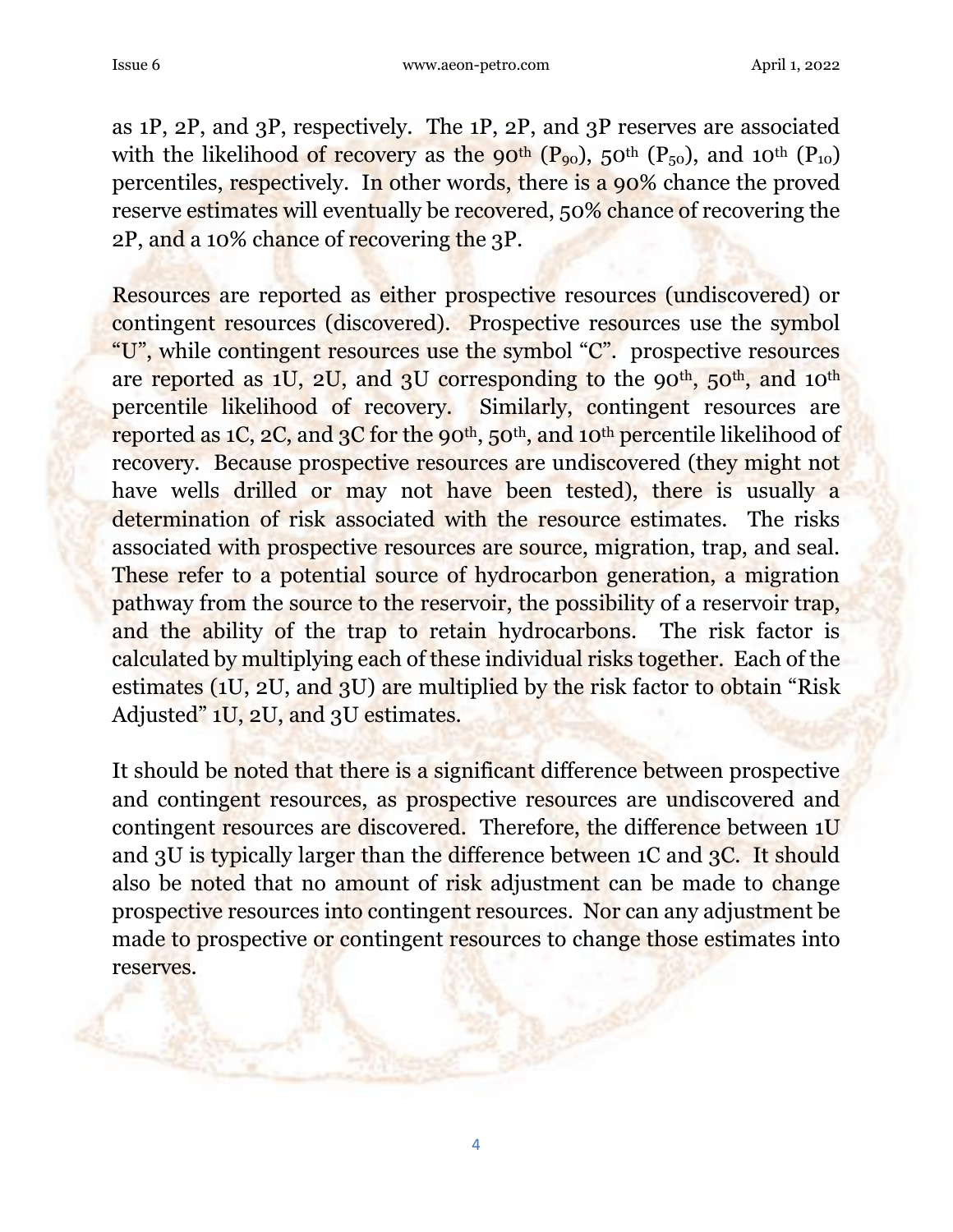as 1P, 2P, and 3P, respectively. The 1P, 2P, and 3P reserves are associated with the likelihood of recovery as the 90th ($P_{90}$), 50th ($P_{50}$), and 10th ($P_{10}$) percentiles, respectively. In other words, there is a 90% chance the proved reserve estimates will eventually be recovered, 50% chance of recovering the 2P, and a 10% chance of recovering the 3P.

Resources are reported as either prospective resources (undiscovered) or contingent resources (discovered). Prospective resources use the symbol "U", while contingent resources use the symbol "C". prospective resources are reported as 1U, 2U, and 3U corresponding to the 90th, 50th, and 10th percentile likelihood of recovery. Similarly, contingent resources are reported as 1C, 2C, and 3C for the 90th, 50th, and 10th percentile likelihood of recovery. Because prospective resources are undiscovered (they might not have wells drilled or may not have been tested), there is usually a determination of risk associated with the resource estimates. The risks associated with prospective resources are source, migration, trap, and seal. These refer to a potential source of hydrocarbon generation, a migration pathway from the source to the reservoir, the possibility of a reservoir trap, and the ability of the trap to retain hydrocarbons. The risk factor is calculated by multiplying each of these individual risks together. Each of the estimates (1U, 2U, and 3U) are multiplied by the risk factor to obtain "Risk Adjusted" 1U, 2U, and 3U estimates.

It should be noted that there is a significant difference between prospective and contingent resources, as prospective resources are undiscovered and contingent resources are discovered. Therefore, the difference between 1U and 3U is typically larger than the difference between 1C and 3C. It should also be noted that no amount of risk adjustment can be made to change prospective resources into contingent resources. Nor can any adjustment be made to prospective or contingent resources to change those estimates into reserves.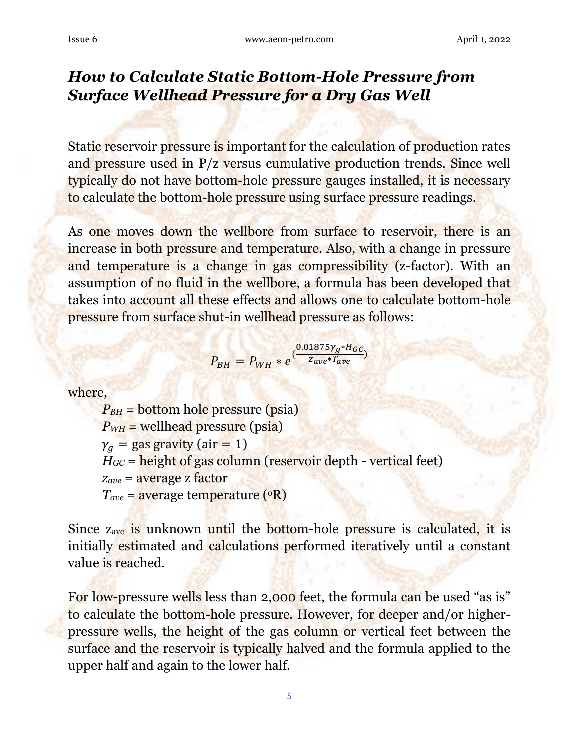## ***How to Calculate Static Bottom-Hole Pressure from Surface Wellhead Pressure for a Dry Gas Well***

Static reservoir pressure is important for the calculation of production rates and pressure used in P/z versus cumulative production trends. Since well typically do not have bottom-hole pressure gauges installed, it is necessary to calculate the bottom-hole pressure using surface pressure readings.

As one moves down the wellbore from surface to reservoir, there is an increase in both pressure and temperature. Also, with a change in pressure and temperature is a change in gas compressibility (z-factor). With an assumption of no fluid in the wellbore, a formula has been developed that takes into account all these effects and allows one to calculate bottom-hole pressure from surface shut-in wellhead pressure as follows:

$$P_{BH} = P_{WH} * e^{\left(\frac{0.01875\gamma_g * H_{GC}}{z_{ave} * T_{ave}}\right)}$$

where,

- $P_{BH}$ = bottom hole pressure (psia)
- $P_{WH}$ = wellhead pressure (psia)
- $\gamma_g$ = gas gravity (air = 1)
- $H_{GC}$ = height of gas column (reservoir depth - vertical feet)
- $z_{ave}$ = average z factor
- $T_{ave}$ = average temperature (°R)

Since $z_{ave}$ is unknown until the bottom-hole pressure is calculated, it is initially estimated and calculations performed iteratively until a constant value is reached.

For low-pressure wells less than 2,000 feet, the formula can be used "as is" to calculate the bottom-hole pressure. However, for deeper and/or higher-pressure wells, the height of the gas column or vertical feet between the surface and the reservoir is typically halved and the formula applied to the upper half and again to the lower half.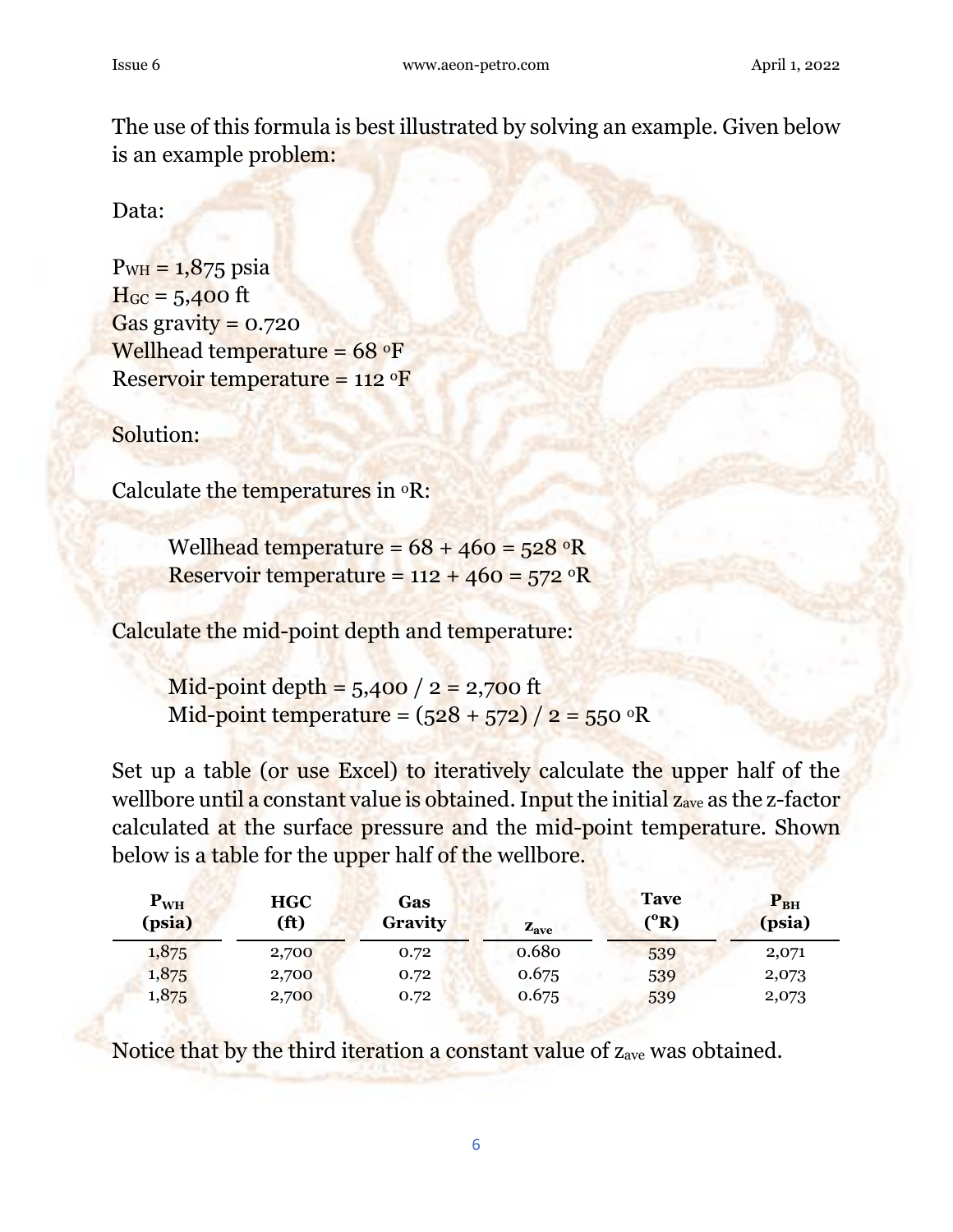The use of this formula is best illustrated by solving an example. Given below is an example problem:

Data:

$P_{WH}$ = 1,875 psia
$H_{GC}$ = 5,400 ft
Gas gravity = 0.720
Wellhead temperature = 68 °F
Reservoir temperature = 112 °F

Solution:

Calculate the temperatures in °R:

> Wellhead temperature = 68 + 460 = 528 °R
> Reservoir temperature = 112 + 460 = 572 °R

Calculate the mid-point depth and temperature:

> Mid-point depth = 5,400 / 2 = 2,700 ft
> Mid-point temperature = (528 + 572) / 2 = 550 °R

Set up a table (or use Excel) to iteratively calculate the upper half of the wellbore until a constant value is obtained. Input the initial $z_{ave}$ as the z-factor calculated at the surface pressure and the mid-point temperature. Shown below is a table for the upper half of the wellbore.

| $P_{WH}$ (psia) | HGC (ft) | Gas Gravity | $z_{ave}$ | Tave (°R) | $P_{BH}$ (psia) |
|---|---|---|---|---|---|
| 1,875 | 2,700 | 0.72 | 0.680 | 539 | 2,071 |
| 1,875 | 2,700 | 0.72 | 0.675 | 539 | 2,073 |
| 1,875 | 2,700 | 0.72 | 0.675 | 539 | 2,073 |

Notice that by the third iteration a constant value of $z_{ave}$ was obtained.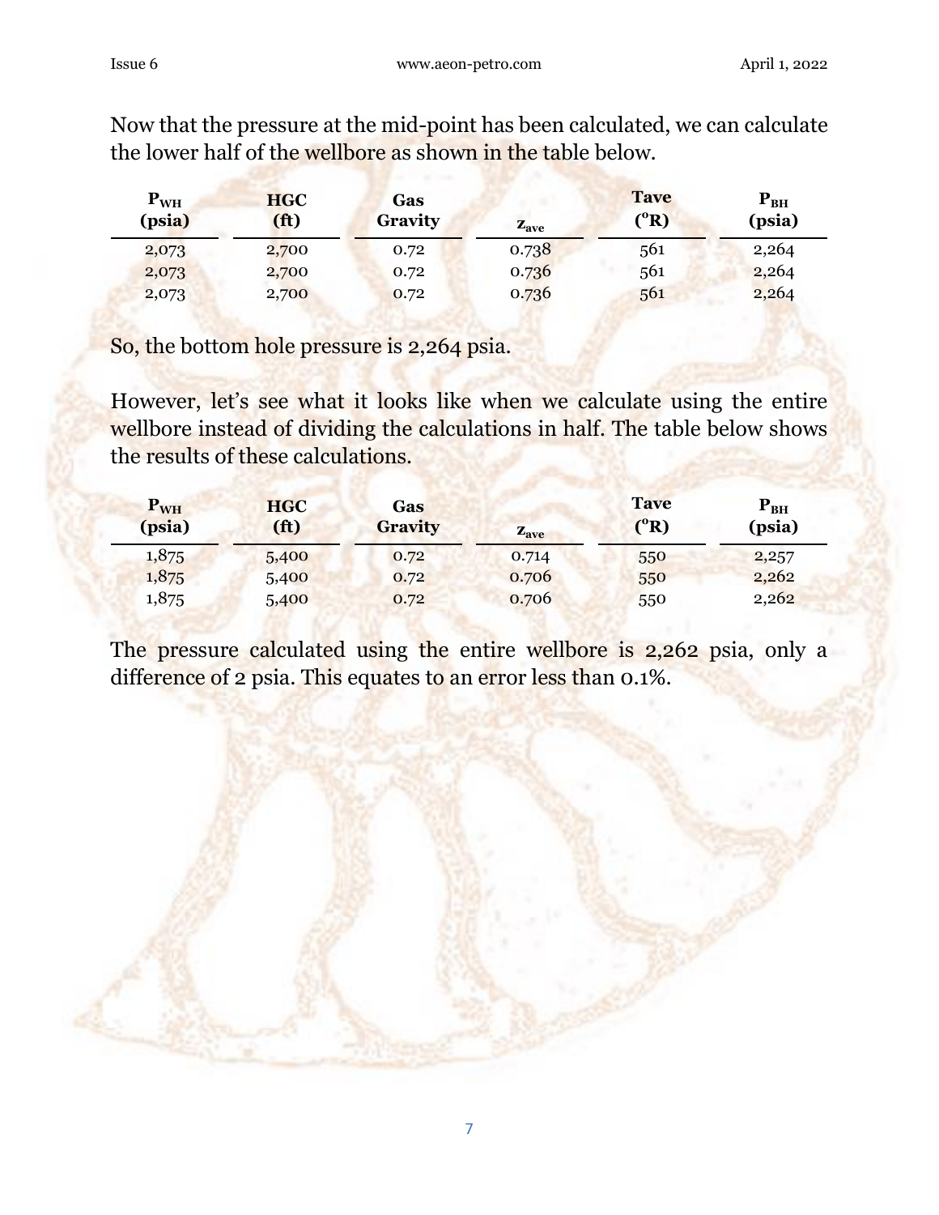Now that the pressure at the mid-point has been calculated, we can calculate the lower half of the wellbore as shown in the table below.

| $P_{WH}$ (psia) | HGC (ft) | Gas Gravity | $z_{ave}$ | Tave (°R) | $P_{BH}$ (psia) |
|---|---|---|---|---|---|
| 2,073 | 2,700 | 0.72 | 0.738 | 561 | 2,264 |
| 2,073 | 2,700 | 0.72 | 0.736 | 561 | 2,264 |
| 2,073 | 2,700 | 0.72 | 0.736 | 561 | 2,264 |

So, the bottom hole pressure is 2,264 psia.

However, let's see what it looks like when we calculate using the entire wellbore instead of dividing the calculations in half. The table below shows the results of these calculations.

| $P_{WH}$ (psia) | HGC (ft) | Gas Gravity | $z_{ave}$ | Tave (°R) | $P_{BH}$ (psia) |
|---|---|---|---|---|---|
| 1,875 | 5,400 | 0.72 | 0.714 | 550 | 2,257 |
| 1,875 | 5,400 | 0.72 | 0.706 | 550 | 2,262 |
| 1,875 | 5,400 | 0.72 | 0.706 | 550 | 2,262 |

The pressure calculated using the entire wellbore is 2,262 psia, only a difference of 2 psia. This equates to an error less than 0.1%.